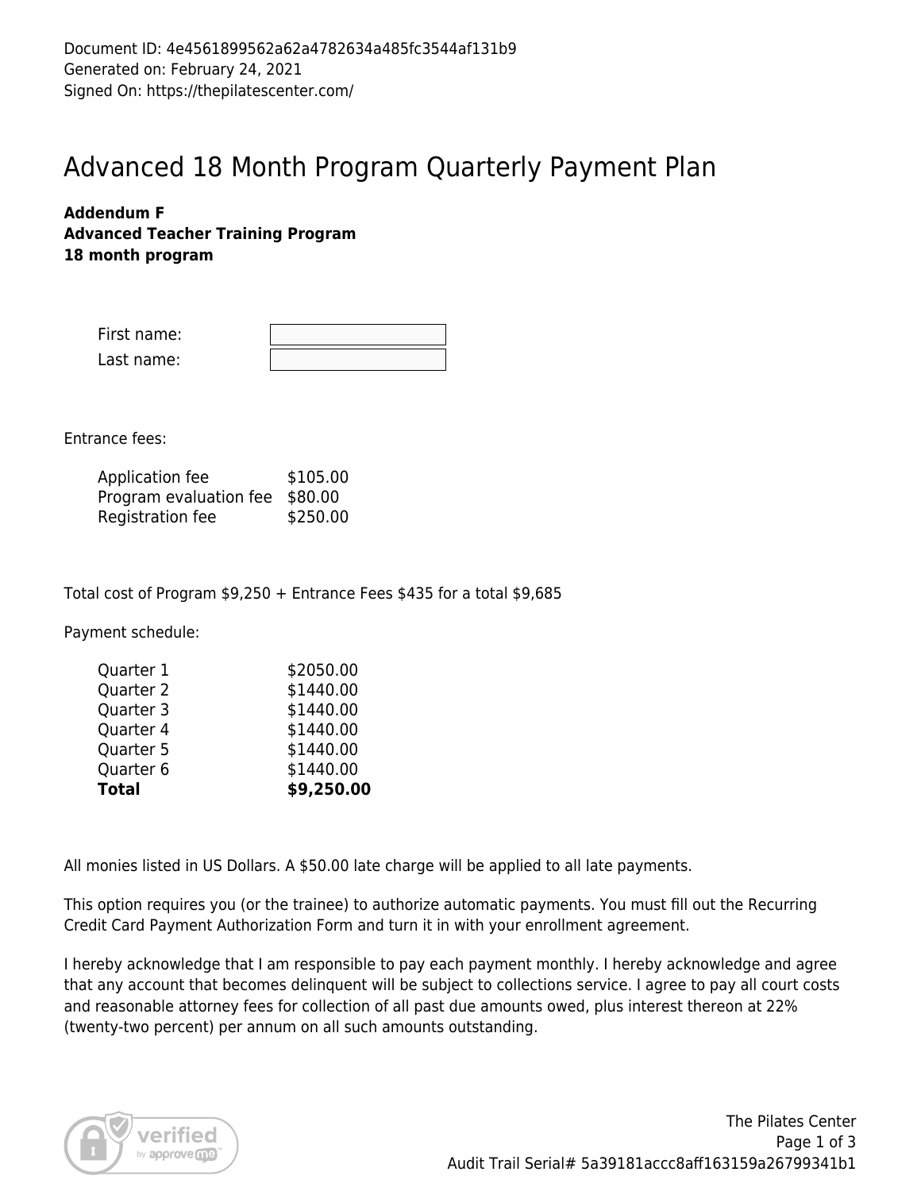Document ID: 4e4561899562a62a4782634a485fc3544af131b9
Generated on: February 24, 2021
Signed On: https://thepilatescenter.com/

# Advanced 18 Month Program Quarterly Payment Plan

**Addendum F**
**Advanced Teacher Training Program**
**18 month program**

| | |
|---|---|
| First name: | |
| Last name: | |

Entrance fees:

| | |
|---|---|
| Application fee | $105.00 |
| Program evaluation fee | $80.00 |
| Registration fee | $250.00 |

Total cost of Program $9,250 + Entrance Fees $435 for a total $9,685

Payment schedule:

| | |
|---|---|
| Quarter 1 | $2050.00 |
| Quarter 2 | $1440.00 |
| Quarter 3 | $1440.00 |
| Quarter 4 | $1440.00 |
| Quarter 5 | $1440.00 |
| Quarter 6 | $1440.00 |
| **Total** | **$9,250.00** |

All monies listed in US Dollars. A $50.00 late charge will be applied to all late payments.

This option requires you (or the trainee) to authorize automatic payments. You must fill out the Recurring Credit Card Payment Authorization Form and turn it in with your enrollment agreement.

I hereby acknowledge that I am responsible to pay each payment monthly. I hereby acknowledge and agree that any account that becomes delinquent will be subject to collections service. I agree to pay all court costs and reasonable attorney fees for collection of all past due amounts owed, plus interest thereon at 22% (twenty-two percent) per annum on all such amounts outstanding.

The Pilates Center
Audit Trail Serial# 5a39181accc8aff163159a26799341b1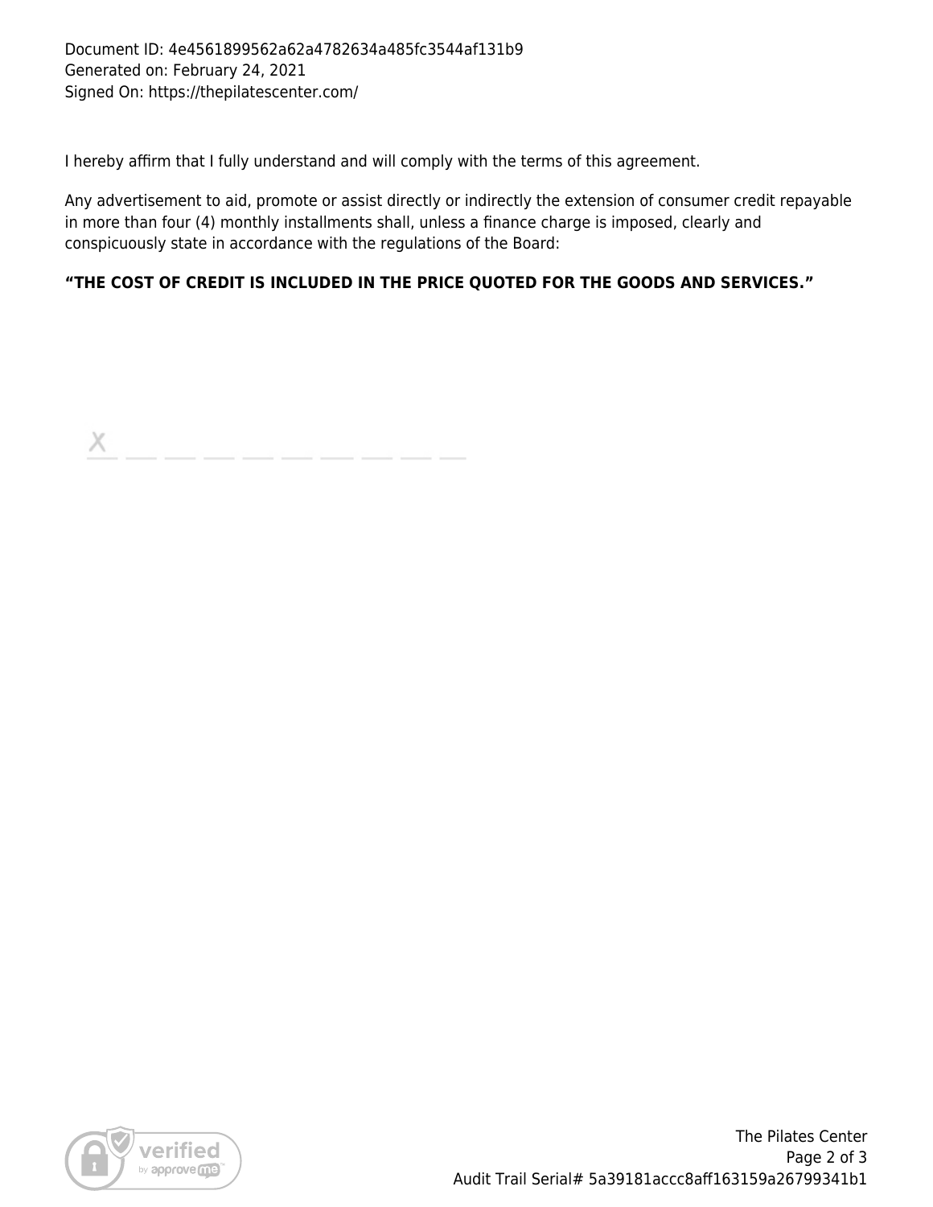Document ID: 4e4561899562a62a4782634a485fc3544af131b9
Generated on: February 24, 2021
Signed On: https://thepilatescenter.com/

I hereby affirm that I fully understand and will comply with the terms of this agreement.

Any advertisement to aid, promote or assist directly or indirectly the extension of consumer credit repayable in more than four (4) monthly installments shall, unless a finance charge is imposed, clearly and conspicuously state in accordance with the regulations of the Board:

**"THE COST OF CREDIT IS INCLUDED IN THE PRICE QUOTED FOR THE GOODS AND SERVICES."**

X ___________________

The Pilates Center
Audit Trail Serial# 5a39181accc8aff163159a26799341b1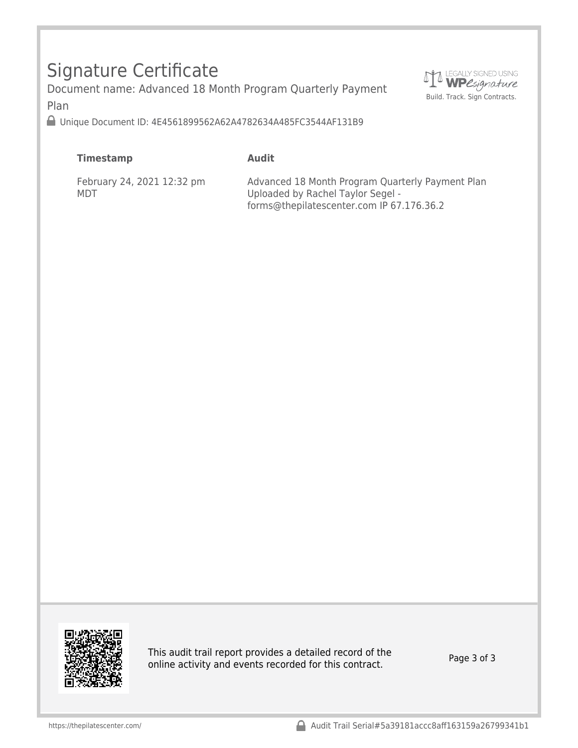# Signature Certificate

Document name: Advanced 18 Month Program Quarterly Payment Plan

Unique Document ID: 4E4561899562A62A4782634A485FC3544AF131B9

LEGALLY SIGNED USING WPesignature
Build. Track. Sign Contracts.

| Timestamp | Audit |
| --- | --- |
| February 24, 2021 12:32 pm MDT | Advanced 18 Month Program Quarterly Payment Plan Uploaded by Rachel Taylor Segel - forms@thepilatescenter.com IP 67.176.36.2 |

This audit trail report provides a detailed record of the online activity and events recorded for this contract.

https://thepilatescenter.com/

Audit Trail Serial#5a39181accc8aff163159a26799341b1